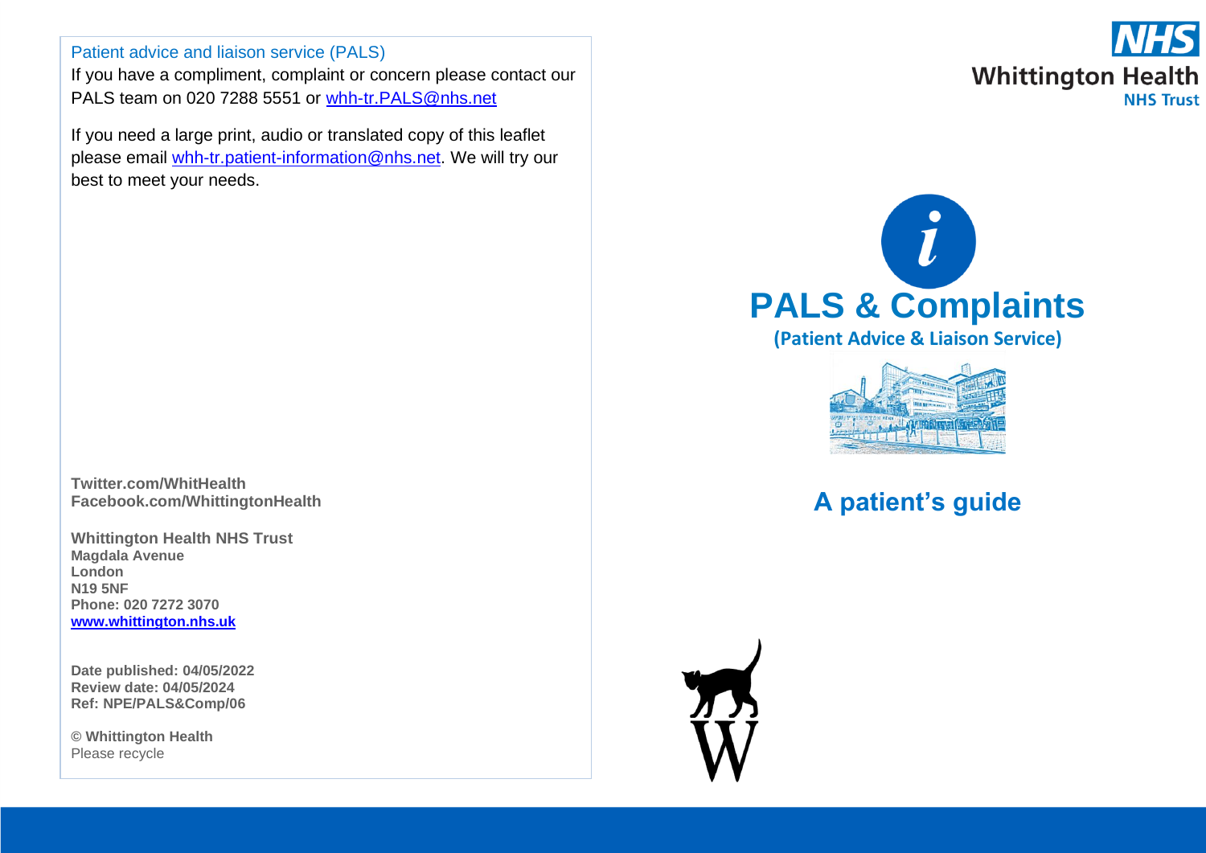Patient advice and liaison service (PALS)

If you have a compliment, complaint or concern please contact our PALS team on 020 7288 5551 or whh-tr.PALS@nhs.net

If you need a large print, audio or translated copy of this leaflet please email whh-tr.patient-information@nhs.net. We will try our best to meet your needs.

**Twitter.com/WhitHealth**
**Facebook.com/WhittingtonHealth**

**Whittington Health NHS Trust**
**Magdala Avenue**
**London**
**N19 5NF**
**Phone: 020 7272 3070**
**www.whittington.nhs.uk**

**Date published: 04/05/2022**
**Review date: 04/05/2024**
**Ref: NPE/PALS&Comp/06**

**© Whittington Health**
Please recycle

NHS
Whittington Health
NHS Trust

# PALS & Complaints

**(Patient Advice & Liaison Service)**

## A patient's guide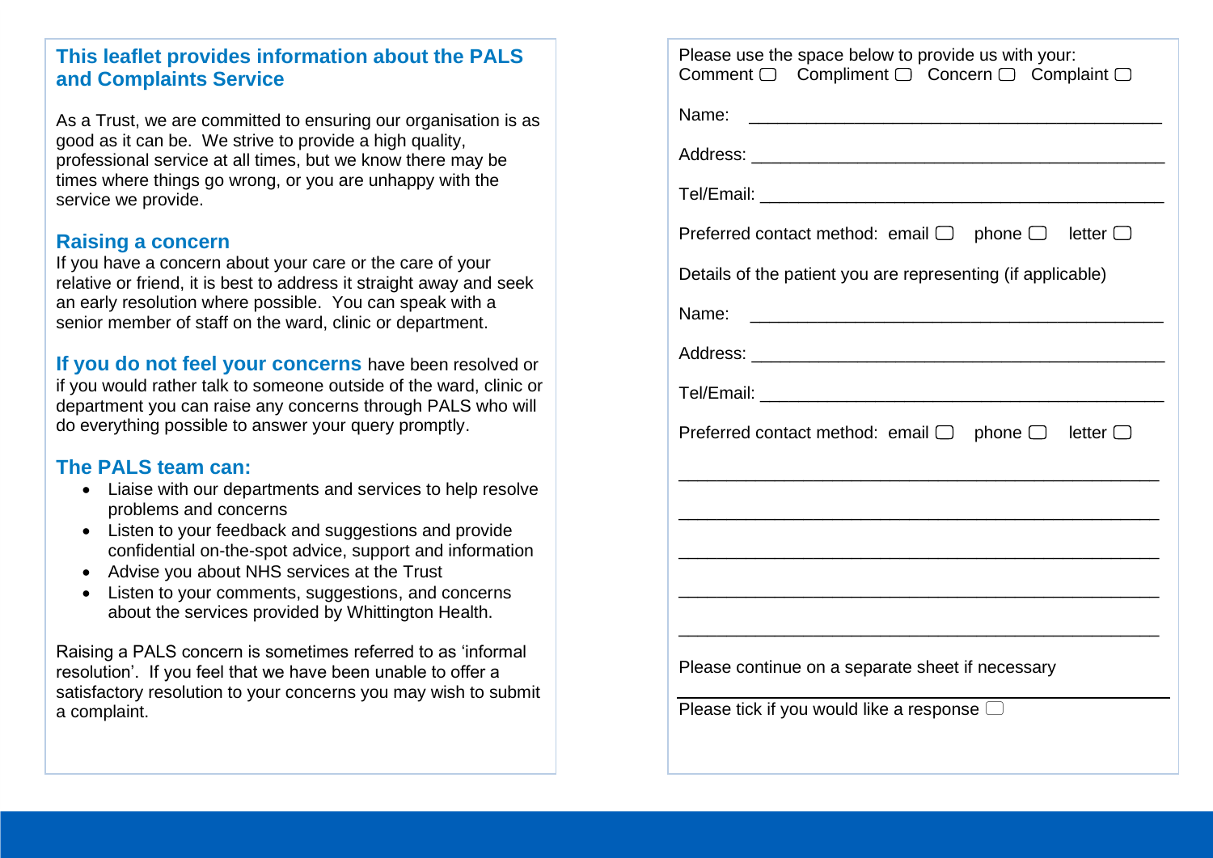## This leaflet provides information about the PALS and Complaints Service

As a Trust, we are committed to ensuring our organisation is as good as it can be. We strive to provide a high quality, professional service at all times, but we know there may be times where things go wrong, or you are unhappy with the service we provide.

### Raising a concern

If you have a concern about your care or the care of your relative or friend, it is best to address it straight away and seek an early resolution where possible. You can speak with a senior member of staff on the ward, clinic or department.

**If you do not feel your concerns** have been resolved or if you would rather talk to someone outside of the ward, clinic or department you can raise any concerns through PALS who will do everything possible to answer your query promptly.

### The PALS team can:

- Liaise with our departments and services to help resolve problems and concerns
- Listen to your feedback and suggestions and provide confidential on-the-spot advice, support and information
- Advise you about NHS services at the Trust
- Listen to your comments, suggestions, and concerns about the services provided by Whittington Health.

Raising a PALS concern is sometimes referred to as 'informal resolution'. If you feel that we have been unable to offer a satisfactory resolution to your concerns you may wish to submit a complaint.

Please use the space below to provide us with your:
Comment ☐ Compliment ☐ Concern ☐ Complaint ☐

Name: ____________________________________________

Address: __________________________________________

Tel/Email: _________________________________________

Preferred contact method: email ☐ phone ☐ letter ☐

Details of the patient you are representing (if applicable)

Name: ____________________________________________

Address: __________________________________________

Tel/Email: _________________________________________

Preferred contact method: email ☐ phone ☐ letter ☐

__________________________________________________

__________________________________________________

__________________________________________________

__________________________________________________

__________________________________________________

Please continue on a separate sheet if necessary

Please tick if you would like a response ☐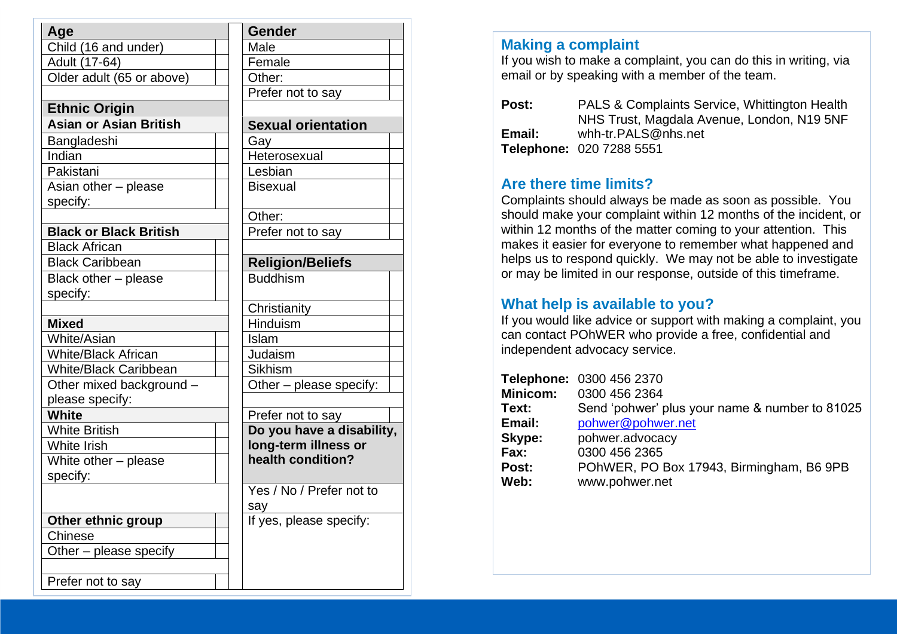| Age | |
|---|---|
| Child (16 and under) | |
| Adult (17-64) | |
| Older adult (65 or above) | |
| | |
| **Ethnic Origin** | |
| **Asian or Asian British** | |
| Bangladeshi | |
| Indian | |
| Pakistani | |
| Asian other – please specify: | |
| | |
| **Black or Black British** | |
| Black African | |
| Black Caribbean | |
| Black other – please specify: | |
| | |
| **Mixed** | |
| White/Asian | |
| White/Black African | |
| White/Black Caribbean | |
| Other mixed background – please specify: | |
| **White** | |
| White British | |
| White Irish | |
| White other – please specify: | |
| | |
| **Other ethnic group** | |
| Chinese | |
| Other – please specify | |
| | |
| Prefer not to say | |

| Gender | |
|---|---|
| Male | |
| Female | |
| Other: | |
| Prefer not to say | |
| | |
| **Sexual orientation** | |
| Gay | |
| Heterosexual | |
| Lesbian | |
| Bisexual | |
| Other: | |
| Prefer not to say | |
| | |
| **Religion/Beliefs** | |
| Buddhism | |
| Christianity | |
| Hinduism | |
| Islam | |
| Judaism | |
| Sikhism | |
| Other – please specify: | |
| | |
| Prefer not to say | |
| **Do you have a disability, long-term illness or health condition?** | |
| Yes / No / Prefer not to say | |
| If yes, please specify: | |

## Making a complaint

If you wish to make a complaint, you can do this in writing, via email or by speaking with a member of the team.

**Post:** PALS & Complaints Service, Whittington Health NHS Trust, Magdala Avenue, London, N19 5NF
**Email:** whh-tr.PALS@nhs.net
**Telephone:** 020 7288 5551

## Are there time limits?

Complaints should always be made as soon as possible. You should make your complaint within 12 months of the incident, or within 12 months of the matter coming to your attention. This makes it easier for everyone to remember what happened and helps us to respond quickly. We may not be able to investigate or may be limited in our response, outside of this timeframe.

## What help is available to you?

If you would like advice or support with making a complaint, you can contact POhWER who provide a free, confidential and independent advocacy service.

**Telephone:** 0300 456 2370
**Minicom:** 0300 456 2364
**Text:** Send 'pohwer' plus your name & number to 81025
**Email:** pohwer@pohwer.net
**Skype:** pohwer.advocacy
**Fax:** 0300 456 2365
**Post:** POhWER, PO Box 17943, Birmingham, B6 9PB
**Web:** www.pohwer.net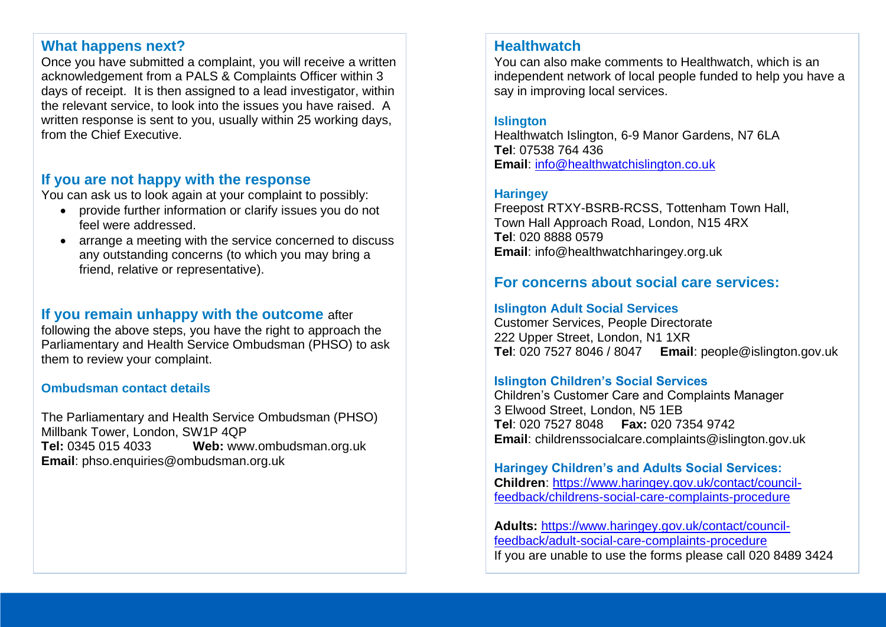## What happens next?

Once you have submitted a complaint, you will receive a written acknowledgement from a PALS & Complaints Officer within 3 days of receipt. It is then assigned to a lead investigator, within the relevant service, to look into the issues you have raised. A written response is sent to you, usually within 25 working days, from the Chief Executive.

## If you are not happy with the response

You can ask us to look again at your complaint to possibly:

- provide further information or clarify issues you do not feel were addressed.
- arrange a meeting with the service concerned to discuss any outstanding concerns (to which you may bring a friend, relative or representative).

## If you remain unhappy with the outcome after

following the above steps, you have the right to approach the Parliamentary and Health Service Ombudsman (PHSO) to ask them to review your complaint.

### Ombudsman contact details

The Parliamentary and Health Service Ombudsman (PHSO)
Millbank Tower, London, SW1P 4QP
**Tel:** 0345 015 4033 **Web:** www.ombudsman.org.uk
**Email**: phso.enquiries@ombudsman.org.uk

## Healthwatch

You can also make comments to Healthwatch, which is an independent network of local people funded to help you have a say in improving local services.

### Islington

Healthwatch Islington, 6-9 Manor Gardens, N7 6LA
**Tel**: 07538 764 436
**Email**: info@healthwatchislington.co.uk

### Haringey

Freepost RTXY-BSRB-RCSS, Tottenham Town Hall, Town Hall Approach Road, London, N15 4RX
**Tel**: 020 8888 0579
**Email**: info@healthwatchharingey.org.uk

## For concerns about social care services:

### Islington Adult Social Services

Customer Services, People Directorate
222 Upper Street, London, N1 1XR
**Tel**: 020 7527 8046 / 8047 **Email**: people@islington.gov.uk

### Islington Children's Social Services

Children's Customer Care and Complaints Manager
3 Elwood Street, London, N5 1EB
**Tel**: 020 7527 8048 **Fax:** 020 7354 9742
**Email**: childrenssocialcare.complaints@islington.gov.uk

### Haringey Children's and Adults Social Services:

**Children**: https://www.haringey.gov.uk/contact/council-feedback/childrens-social-care-complaints-procedure

**Adults:** https://www.haringey.gov.uk/contact/council-feedback/adult-social-care-complaints-procedure
If you are unable to use the forms please call 020 8489 3424